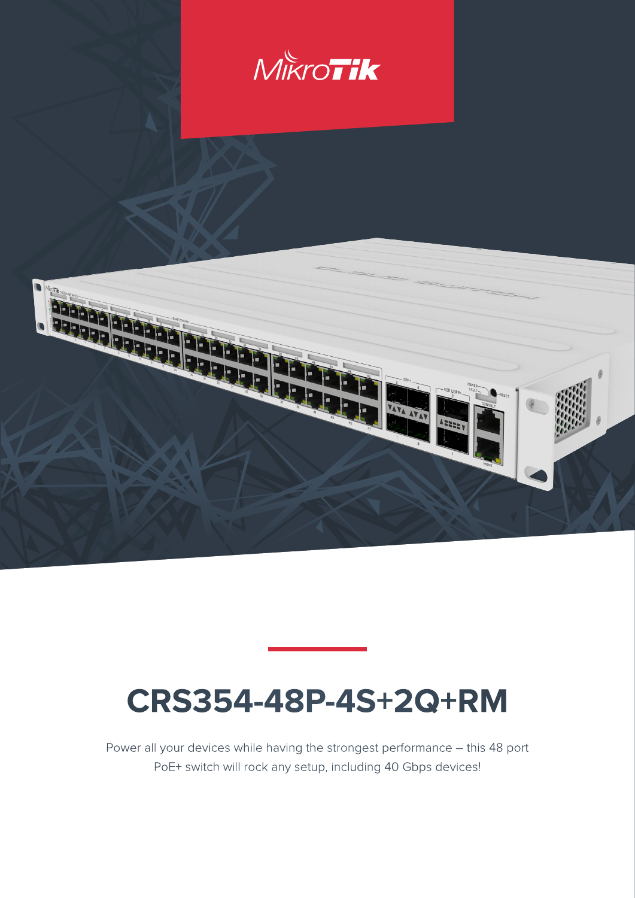# CRS354-48P-4S+2Q+RM

Power all your devices while having the strongest performance – this 48 port PoE+ switch will rock any setup, including 40 Gbps devices!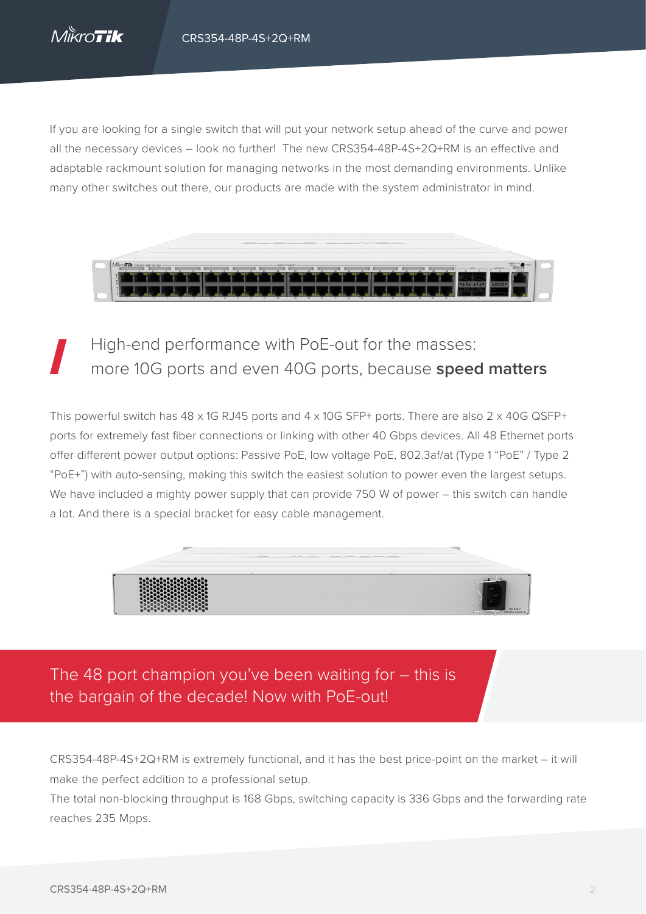If you are looking for a single switch that will put your network setup ahead of the curve and power all the necessary devices – look no further! The new CRS354-48P-4S+2Q+RM is an effective and adaptable rackmount solution for managing networks in the most demanding environments. Unlike many other switches out there, our products are made with the system administrator in mind.

## High-end performance with PoE-out for the masses: more 10G ports and even 40G ports, because **speed matters**

This powerful switch has 48 x 1G RJ45 ports and 4 x 10G SFP+ ports. There are also 2 x 40G QSFP+ ports for extremely fast fiber connections or linking with other 40 Gbps devices. All 48 Ethernet ports offer different power output options: Passive PoE, low voltage PoE, 802.3af/at (Type 1 "PoE" / Type 2 "PoE+") with auto-sensing, making this switch the easiest solution to power even the largest setups. We have included a mighty power supply that can provide 750 W of power – this switch can handle a lot. And there is a special bracket for easy cable management.

## The 48 port champion you've been waiting for – this is the bargain of the decade! Now with PoE-out!

CRS354-48P-4S+2Q+RM is extremely functional, and it has the best price-point on the market – it will make the perfect addition to a professional setup.

The total non-blocking throughput is 168 Gbps, switching capacity is 336 Gbps and the forwarding rate reaches 235 Mpps.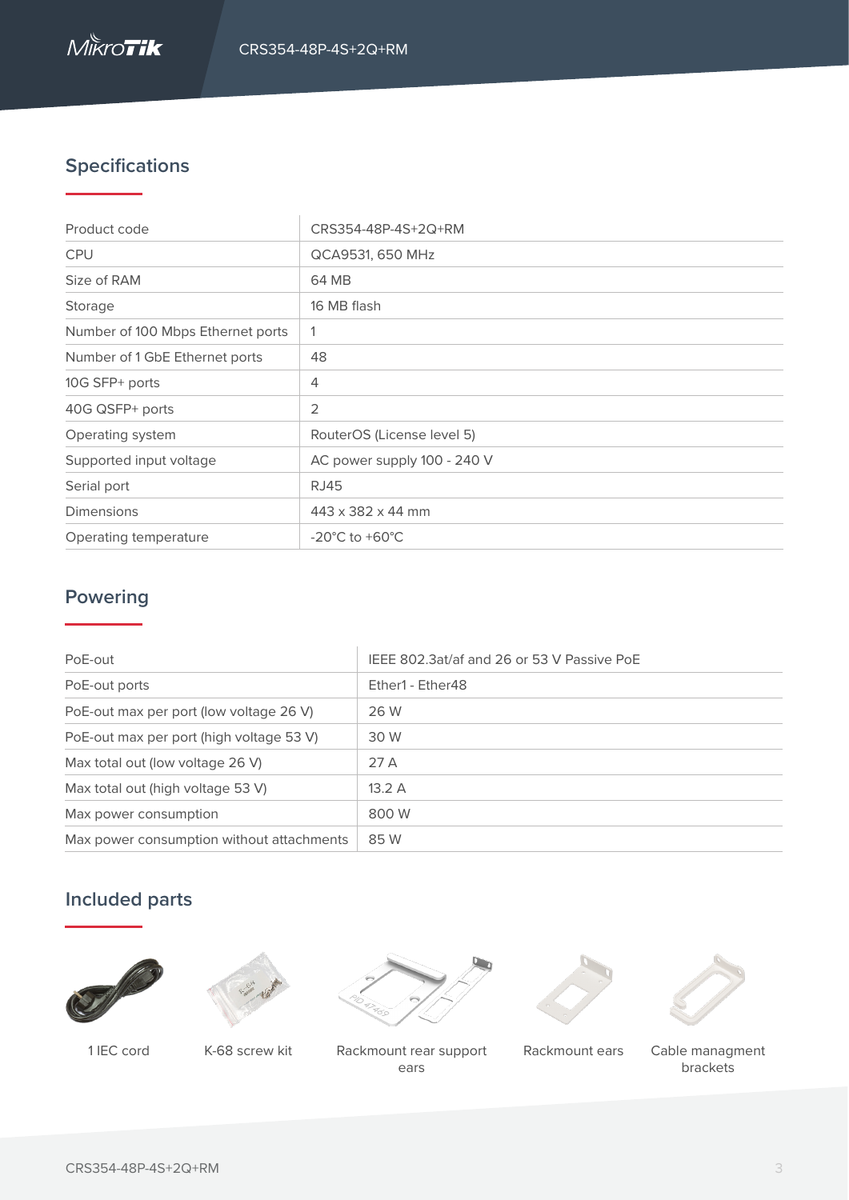## Specifications

| | |
|---|---|
| Product code | CRS354-48P-4S+2Q+RM |
| CPU | QCA9531, 650 MHz |
| Size of RAM | 64 MB |
| Storage | 16 MB flash |
| Number of 100 Mbps Ethernet ports | 1 |
| Number of 1 GbE Ethernet ports | 48 |
| 10G SFP+ ports | 4 |
| 40G QSFP+ ports | 2 |
| Operating system | RouterOS (License level 5) |
| Supported input voltage | AC power supply 100 - 240 V |
| Serial port | RJ45 |
| Dimensions | 443 x 382 x 44 mm |
| Operating temperature | -20°C to +60°C |

## Powering

| | |
|---|---|
| PoE-out | IEEE 802.3at/af and 26 or 53 V Passive PoE |
| PoE-out ports | Ether1 - Ether48 |
| PoE-out max per port (low voltage 26 V) | 26 W |
| PoE-out max per port (high voltage 53 V) | 30 W |
| Max total out (low voltage 26 V) | 27 A |
| Max total out (high voltage 53 V) | 13.2 A |
| Max power consumption | 800 W |
| Max power consumption without attachments | 85 W |

## Included parts

1 IEC cord

K-68 screw kit

Rackmount rear support ears

Rackmount ears

Cable managment brackets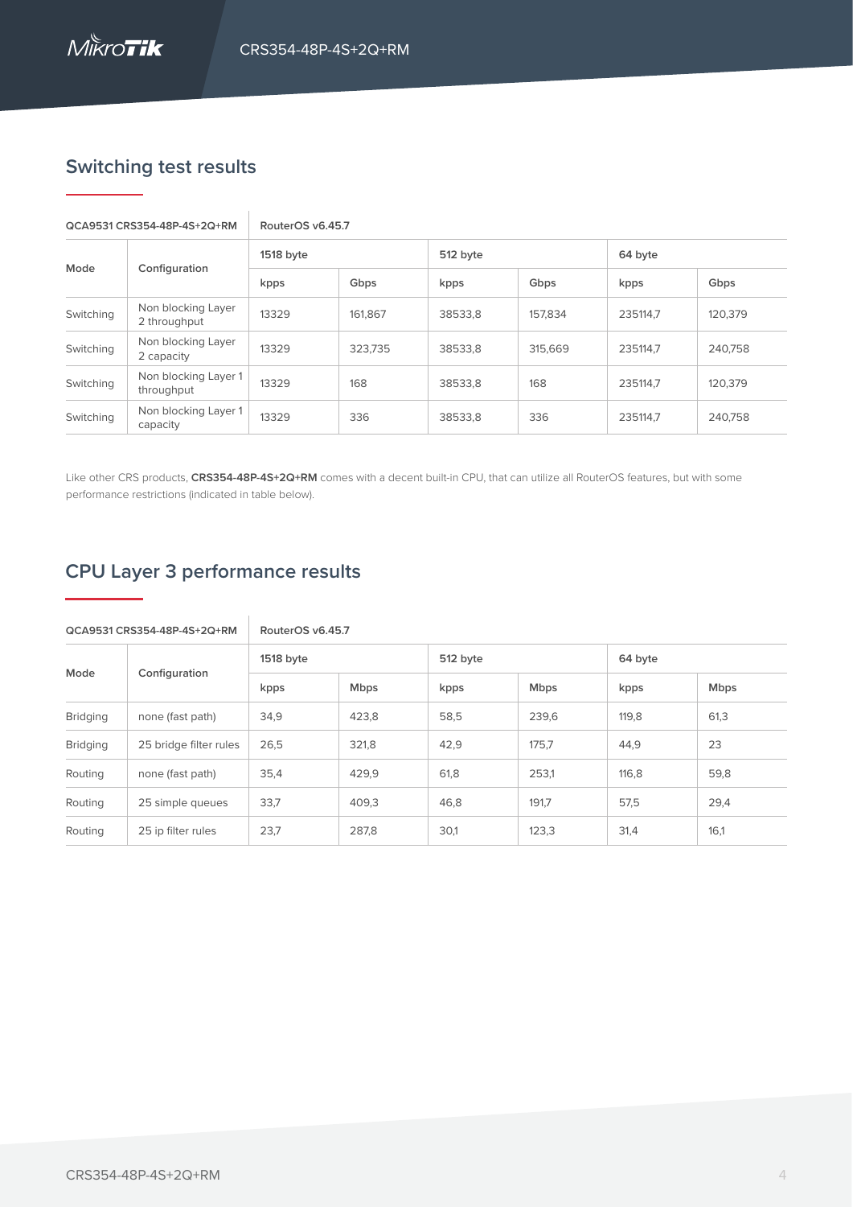## Switching test results

| QCA9531 CRS354-48P-4S+2Q+RM | | RouterOS v6.45.7 | | | | | |
|---|---|---|---|---|---|---|---|
| Mode | Configuration | 1518 byte | | 512 byte | | 64 byte | |
| | | kpps | Gbps | kpps | Gbps | kpps | Gbps |
| Switching | Non blocking Layer 2 throughput | 13329 | 161,867 | 38533,8 | 157,834 | 235114,7 | 120,379 |
| Switching | Non blocking Layer 2 capacity | 13329 | 323,735 | 38533,8 | 315,669 | 235114,7 | 240,758 |
| Switching | Non blocking Layer 1 throughput | 13329 | 168 | 38533,8 | 168 | 235114,7 | 120,379 |
| Switching | Non blocking Layer 1 capacity | 13329 | 336 | 38533,8 | 336 | 235114,7 | 240,758 |

Like other CRS products, **CRS354-48P-4S+2Q+RM** comes with a decent built-in CPU, that can utilize all RouterOS features, but with some performance restrictions (indicated in table below).

## CPU Layer 3 performance results

| QCA9531 CRS354-48P-4S+2Q+RM | | RouterOS v6.45.7 | | | | | |
|---|---|---|---|---|---|---|---|
| Mode | Configuration | 1518 byte | | 512 byte | | 64 byte | |
| | | kpps | Mbps | kpps | Mbps | kpps | Mbps |
| Bridging | none (fast path) | 34,9 | 423,8 | 58,5 | 239,6 | 119,8 | 61,3 |
| Bridging | 25 bridge filter rules | 26,5 | 321,8 | 42,9 | 175,7 | 44,9 | 23 |
| Routing | none (fast path) | 35,4 | 429,9 | 61,8 | 253,1 | 116,8 | 59,8 |
| Routing | 25 simple queues | 33,7 | 409,3 | 46,8 | 191,7 | 57,5 | 29,4 |
| Routing | 25 ip filter rules | 23,7 | 287,8 | 30,1 | 123,3 | 31,4 | 16,1 |